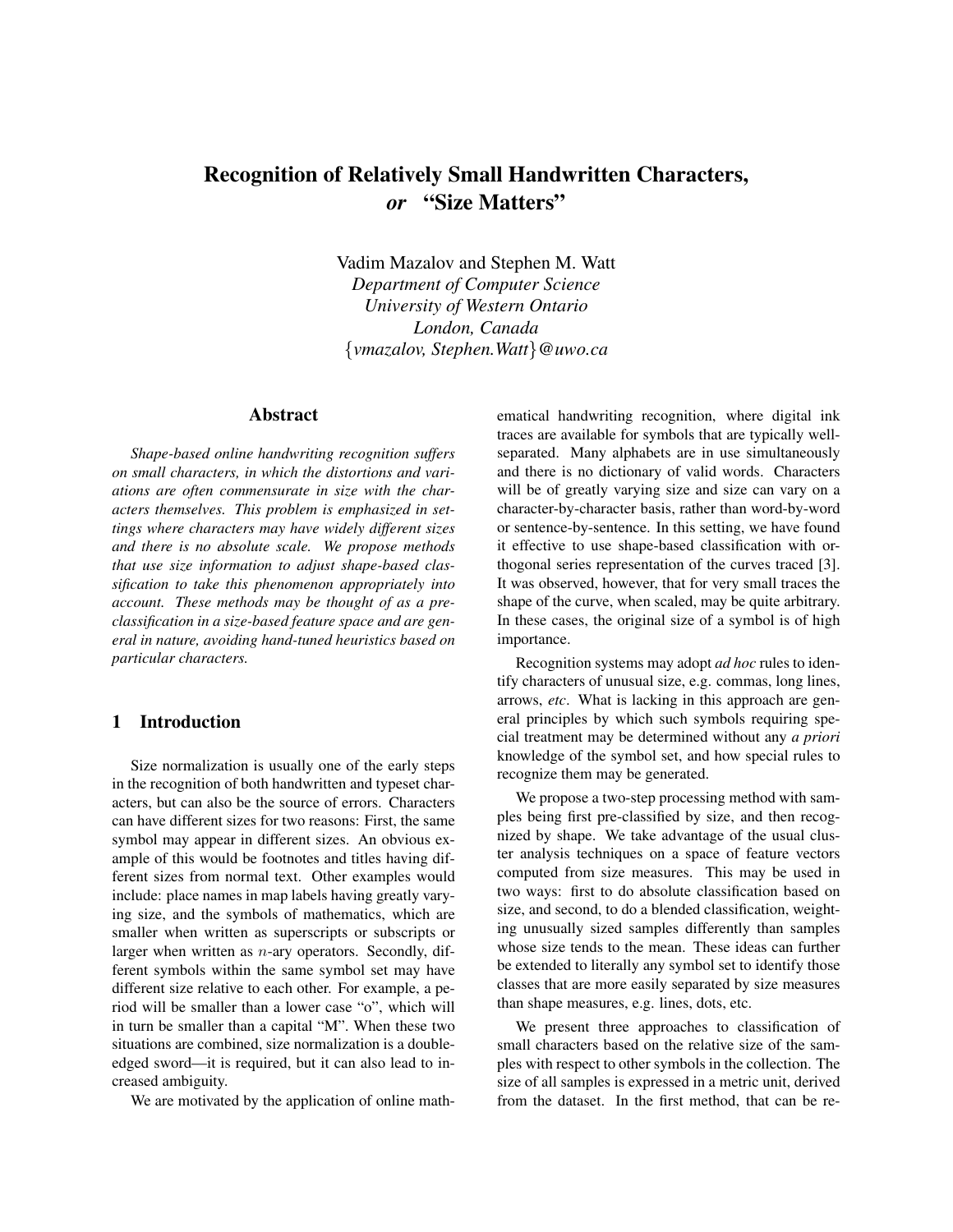# Recognition of Relatively Small Handwritten Characters, *or* "Size Matters"

Vadim Mazalov and Stephen M. Watt
*Department of Computer Science*
*University of Western Ontario*
*London, Canada*
{*vmazalov, Stephen.Watt*}*@uwo.ca*

## Abstract

*Shape-based online handwriting recognition suffers on small characters, in which the distortions and variations are often commensurate in size with the characters themselves. This problem is emphasized in settings where characters may have widely different sizes and there is no absolute scale. We propose methods that use size information to adjust shape-based classification to take this phenomenon appropriately into account. These methods may be thought of as a pre-classification in a size-based feature space and are general in nature, avoiding hand-tuned heuristics based on particular characters.*

## 1 Introduction

Size normalization is usually one of the early steps in the recognition of both handwritten and typeset characters, but can also be the source of errors. Characters can have different sizes for two reasons: First, the same symbol may appear in different sizes. An obvious example of this would be footnotes and titles having different sizes from normal text. Other examples would include: place names in map labels having greatly varying size, and the symbols of mathematics, which are smaller when written as superscripts or subscripts or larger when written as $n$-ary operators. Secondly, different symbols within the same symbol set may have different size relative to each other. For example, a period will be smaller than a lower case "o", which will in turn be smaller than a capital "M". When these two situations are combined, size normalization is a double-edged sword—it is required, but it can also lead to increased ambiguity.

We are motivated by the application of online mathematical handwriting recognition, where digital ink traces are available for symbols that are typically well-separated. Many alphabets are in use simultaneously and there is no dictionary of valid words. Characters will be of greatly varying size and size can vary on a character-by-character basis, rather than word-by-word or sentence-by-sentence. In this setting, we have found it effective to use shape-based classification with orthogonal series representation of the curves traced [3]. It was observed, however, that for very small traces the shape of the curve, when scaled, may be quite arbitrary. In these cases, the original size of a symbol is of high importance.

Recognition systems may adopt *ad hoc* rules to identify characters of unusual size, e.g. commas, long lines, arrows, *etc*. What is lacking in this approach are general principles by which such symbols requiring special treatment may be determined without any *a priori* knowledge of the symbol set, and how special rules to recognize them may be generated.

We propose a two-step processing method with samples being first pre-classified by size, and then recognized by shape. We take advantage of the usual cluster analysis techniques on a space of feature vectors computed from size measures. This may be used in two ways: first to do absolute classification based on size, and second, to do a blended classification, weighting unusually sized samples differently than samples whose size tends to the mean. These ideas can further be extended to literally any symbol set to identify those classes that are more easily separated by size measures than shape measures, e.g. lines, dots, etc.

We present three approaches to classification of small characters based on the relative size of the samples with respect to other symbols in the collection. The size of all samples is expressed in a metric unit, derived from the dataset. In the first method, that can be re-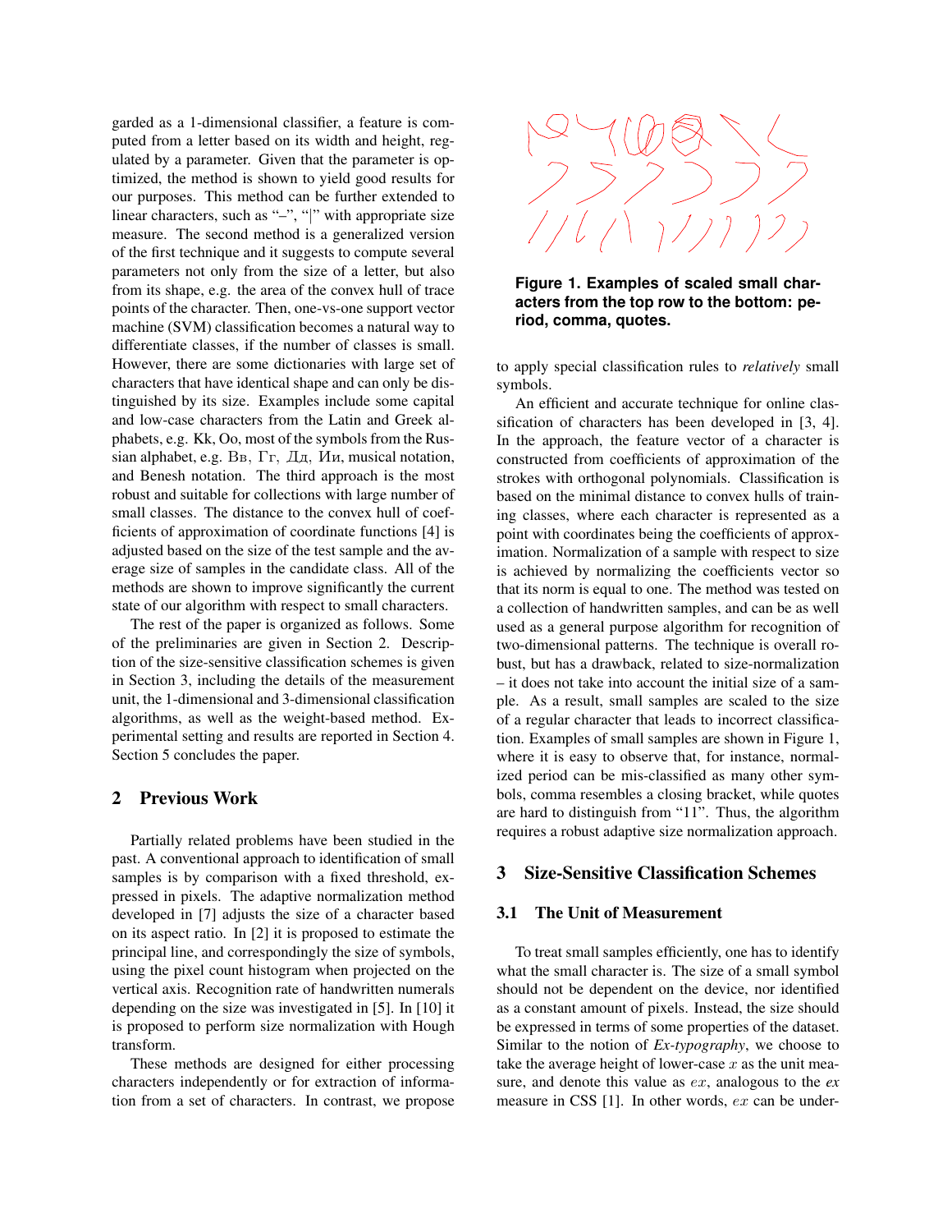garded as a 1-dimensional classifier, a feature is computed from a letter based on its width and height, regulated by a parameter. Given that the parameter is optimized, the method is shown to yield good results for our purposes. This method can be further extended to linear characters, such as "–", "|" with appropriate size measure. The second method is a generalized version of the first technique and it suggests to compute several parameters not only from the size of a letter, but also from its shape, e.g. the area of the convex hull of trace points of the character. Then, one-vs-one support vector machine (SVM) classification becomes a natural way to differentiate classes, if the number of classes is small. However, there are some dictionaries with large set of characters that have identical shape and can only be distinguished by its size. Examples include some capital and low-case characters from the Latin and Greek alphabets, e.g. Kk, Oo, most of the symbols from the Russian alphabet, e.g. Вв, Гг, Дд, Ии, musical notation, and Benesh notation. The third approach is the most robust and suitable for collections with large number of small classes. The distance to the convex hull of coefficients of approximation of coordinate functions [4] is adjusted based on the size of the test sample and the average size of samples in the candidate class. All of the methods are shown to improve significantly the current state of our algorithm with respect to small characters.

The rest of the paper is organized as follows. Some of the preliminaries are given in Section 2. Description of the size-sensitive classification schemes is given in Section 3, including the details of the measurement unit, the 1-dimensional and 3-dimensional classification algorithms, as well as the weight-based method. Experimental setting and results are reported in Section 4. Section 5 concludes the paper.

## 2 Previous Work

Partially related problems have been studied in the past. A conventional approach to identification of small samples is by comparison with a fixed threshold, expressed in pixels. The adaptive normalization method developed in [7] adjusts the size of a character based on its aspect ratio. In [2] it is proposed to estimate the principal line, and correspondingly the size of symbols, using the pixel count histogram when projected on the vertical axis. Recognition rate of handwritten numerals depending on the size was investigated in [5]. In [10] it is proposed to perform size normalization with Hough transform.

These methods are designed for either processing characters independently or for extraction of information from a set of characters. In contrast, we propose to apply special classification rules to *relatively* small symbols.

**Figure 1. Examples of scaled small characters from the top row to the bottom: period, comma, quotes.**

An efficient and accurate technique for online classification of characters has been developed in [3, 4]. In the approach, the feature vector of a character is constructed from coefficients of approximation of the strokes with orthogonal polynomials. Classification is based on the minimal distance to convex hulls of training classes, where each character is represented as a point with coordinates being the coefficients of approximation. Normalization of a sample with respect to size is achieved by normalizing the coefficients vector so that its norm is equal to one. The method was tested on a collection of handwritten samples, and can be as well used as a general purpose algorithm for recognition of two-dimensional patterns. The technique is overall robust, but has a drawback, related to size-normalization – it does not take into account the initial size of a sample. As a result, small samples are scaled to the size of a regular character that leads to incorrect classification. Examples of small samples are shown in Figure 1, where it is easy to observe that, for instance, normalized period can be mis-classified as many other symbols, comma resembles a closing bracket, while quotes are hard to distinguish from "11". Thus, the algorithm requires a robust adaptive size normalization approach.

## 3 Size-Sensitive Classification Schemes

### 3.1 The Unit of Measurement

To treat small samples efficiently, one has to identify what the small character is. The size of a small symbol should not be dependent on the device, nor identified as a constant amount of pixels. Instead, the size should be expressed in terms of some properties of the dataset. Similar to the notion of *Ex-typography*, we choose to take the average height of lower-case $x$ as the unit measure, and denote this value as $ex$, analogous to the *ex* measure in CSS [1]. In other words, $ex$ can be under-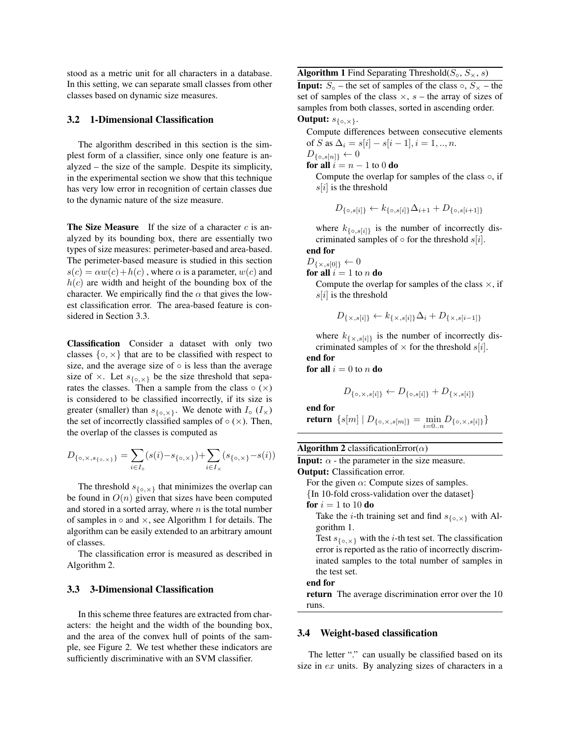stood as a metric unit for all characters in a database. In this setting, we can separate small classes from other classes based on dynamic size measures.

### 3.2 1-Dimensional Classification

The algorithm described in this section is the simplest form of a classifier, since only one feature is analyzed – the size of the sample. Despite its simplicity, in the experimental section we show that this technique has very low error in recognition of certain classes due to the dynamic nature of the size measure.

**The Size Measure** If the size of a character $c$ is analyzed by its bounding box, there are essentially two types of size measures: perimeter-based and area-based. The perimeter-based measure is studied in this section $s(c) = \alpha w(c) + h(c)$ , where $\alpha$ is a parameter, $w(c)$ and $h(c)$ are width and height of the bounding box of the character. We empirically find the $\alpha$ that gives the lowest classification error. The area-based feature is considered in Section 3.3.

**Classification** Consider a dataset with only two classes $\{\circ, \times\}$ that are to be classified with respect to size, and the average size of $\circ$ is less than the average size of $\times$. Let $s_{\{\circ,\times\}}$ be the size threshold that separates the classes. Then a sample from the class $\circ$ ($\times$) is considered to be classified incorrectly, if its size is greater (smaller) than $s_{\{\circ,\times\}}$. We denote with $I_\circ$ ($I_\times$) the set of incorrectly classified samples of $\circ$ ($\times$). Then, the overlap of the classes is computed as

$$D_{\{\circ,\times,s_{\{\circ,\times\}}\}} = \sum_{i \in I_\circ} (s(i) - s_{\{\circ,\times\}}) + \sum_{i \in I_\times} (s_{\{\circ,\times\}} - s(i))$$

The threshold $s_{\{\circ,\times\}}$ that minimizes the overlap can be found in $O(n)$ given that sizes have been computed and stored in a sorted array, where $n$ is the total number of samples in $\circ$ and $\times$, see Algorithm 1 for details. The algorithm can be easily extended to an arbitrary amount of classes.

The classification error is measured as described in Algorithm 2.

### 3.3 3-Dimensional Classification

In this scheme three features are extracted from characters: the height and the width of the bounding box, and the area of the convex hull of points of the sample, see Figure 2. We test whether these indicators are sufficiently discriminative with an SVM classifier.

**Algorithm 1** Find Separating Threshold($S_\circ$, $S_\times$, $s$)

**Input:** $S_\circ$ – the set of samples of the class $\circ$, $S_\times$ – the set of samples of the class $\times$, $s$ – the array of sizes of samples from both classes, sorted in ascending order.

**Output:** $s_{\{\circ,\times\}}$.

Compute differences between consecutive elements of $S$ as $\Delta_i = s[i] - s[i-1], i = 1, .., n$.

$D_{\{\circ,s[n]\}} \leftarrow 0$

**for all** $i = n-1$ to $0$ **do**

Compute the overlap for samples of the class $\circ$, if $s[i]$ is the threshold

$$D_{\{\circ,s[i]\}} \leftarrow k_{\{\circ,s[i]\}} \Delta_{i+1} + D_{\{\circ,s[i+1]\}}$$

where $k_{\{\circ,s[i]\}}$ is the number of incorrectly discriminated samples of $\circ$ for the threshold $s[i]$.

**end for**

$D_{\{\times,s[0]\}} \leftarrow 0$

**for all** $i = 1$ to $n$ **do**

Compute the overlap for samples of the class $\times$, if $s[i]$ is the threshold

$$D_{\{\times,s[i]\}} \leftarrow k_{\{\times,s[i]\}} \Delta_i + D_{\{\times,s[i-1]\}}$$

where $k_{\{\times,s[i]\}}$ is the number of incorrectly discriminated samples of $\times$ for the threshold $s[i]$.

**end for**

**for all** $i = 0$ to $n$ **do**

$$D_{\{\circ,\times,s[i]\}} \leftarrow D_{\{\circ,s[i]\}} + D_{\{\times,s[i]\}}$$

**end for**

**return** $\{s[m] \mid D_{\{\circ,\times,s[m]\}} = \min_{i=0..n} D_{\{\circ,\times,s[i]\}}\}$

**Algorithm 2** classificationError($\alpha$)

**Input:** $\alpha$ - the parameter in the size measure.

**Output:** Classification error.

For the given $\alpha$: Compute sizes of samples.

{In 10-fold cross-validation over the dataset}

**for** $i = 1$ to $10$ **do**

Take the $i$-th training set and find $s_{\{\circ,\times\}}$ with Algorithm 1.

Test $s_{\{\circ,\times\}}$ with the $i$-th test set. The classification error is reported as the ratio of incorrectly discriminated samples to the total number of samples in the test set.

**end for**

**return** The average discrimination error over the 10 runs.

### 3.4 Weight-based classification

The letter "." can usually be classified based on its size in $ex$ units. By analyzing sizes of characters in a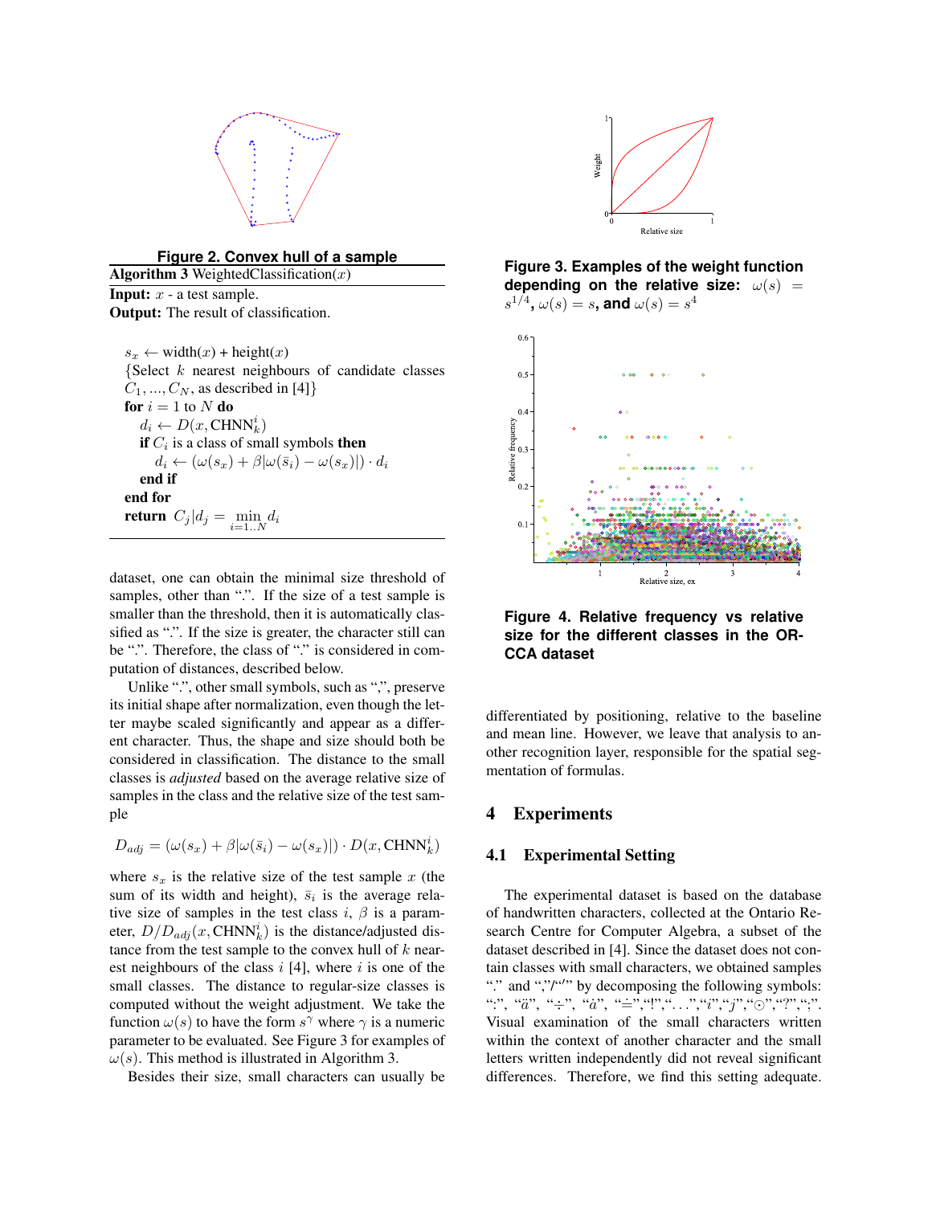**Figure 2. Convex hull of a sample**

**Algorithm 3** WeightedClassification($x$)

**Input:** $x$ - a test sample.
**Output:** The result of classification.

$s_x \leftarrow$ width($x$) + height($x$)
{Select $k$ nearest neighbours of candidate classes $C_1, ..., C_N$, as described in [4]}
**for** $i = 1$ to $N$ **do**
  $d_i \leftarrow D(x, \text{CHNN}_k^i)$
  **if** $C_i$ is a class of small symbols **then**
    $d_i \leftarrow (\omega(s_x) + \beta|\omega(\bar{s}_i) - \omega(s_x)|) \cdot d_i$
  **end if**
**end for**
**return** $C_j | d_j = \min_{i=1..N} d_i$

dataset, one can obtain the minimal size threshold of samples, other than ".". If the size of a test sample is smaller than the threshold, then it is automatically classified as ".". If the size is greater, the character still can be ".". Therefore, the class of "." is considered in computation of distances, described below.

Unlike ".", other small symbols, such as ",", preserve its initial shape after normalization, even though the letter maybe scaled significantly and appear as a different character. Thus, the shape and size should both be considered in classification. The distance to the small classes is *adjusted* based on the average relative size of samples in the class and the relative size of the test sample

$$D_{adj} = (\omega(s_x) + \beta|\omega(\bar{s}_i) - \omega(s_x)|) \cdot D(x, \text{CHNN}_k^i)$$

where $s_x$ is the relative size of the test sample $x$ (the sum of its width and height), $\bar{s}_i$ is the average relative size of samples in the test class $i$, $\beta$ is a parameter, $D/D_{adj}(x, \text{CHNN}_k^i)$ is the distance/adjusted distance from the test sample to the convex hull of $k$ nearest neighbours of the class $i$ [4], where $i$ is one of the small classes. The distance to regular-size classes is computed without the weight adjustment. We take the function $\omega(s)$ to have the form $s^\gamma$ where $\gamma$ is a numeric parameter to be evaluated. See Figure 3 for examples of $\omega(s)$. This method is illustrated in Algorithm 3.

Besides their size, small characters can usually be differentiated by positioning, relative to the baseline and mean line. However, we leave that analysis to another recognition layer, responsible for the spatial segmentation of formulas.

Weight
1
0
0
1
Relative size

**Figure 3. Examples of the weight function depending on the relative size: $\omega(s) = s^{1/4}$, $\omega(s) = s$, and $\omega(s) = s^4$**

Relative frequency
0.6
0.5
0.4
0.3
0.2
0.1
1
2
3
4
Relative size, ex

**Figure 4. Relative frequency vs relative size for the different classes in the ORCCA dataset**

## 4 Experiments

### 4.1 Experimental Setting

The experimental dataset is based on the database of handwritten characters, collected at the Ontario Research Centre for Computer Algebra, a subset of the dataset described in [4]. Since the dataset does not contain classes with small characters, we obtained samples "." and ","/"'" by decomposing the following symbols: ":", "$\ddot{a}$", "$\div$", "$\dot{a}$", "$\doteq$","!","…","$i$","$j$","$\odot$","?",";". Visual examination of the small characters written within the context of another character and the small letters written independently did not reveal significant differences. Therefore, we find this setting adequate.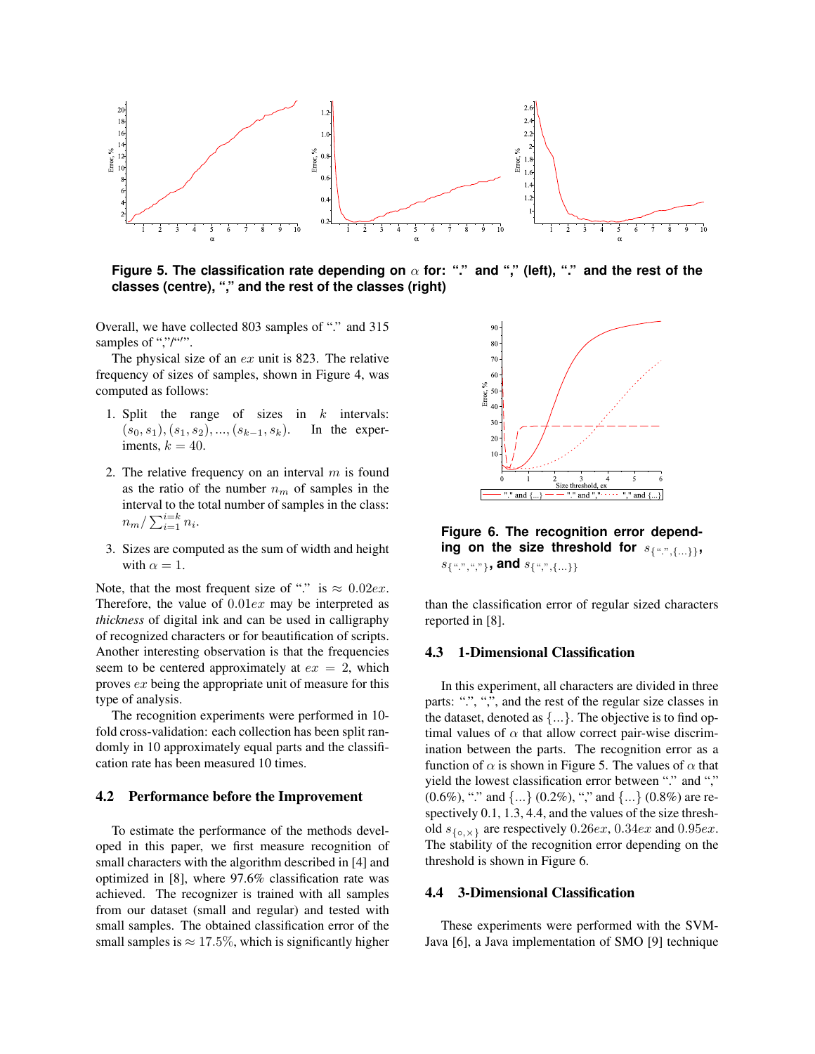20
18
16
14
12
10
8
6
4
2
Error, %
1 2 3 4 5 6 7 8 9 10
α

1.2
1.0
0.8
0.6
0.4
0.2
Error, %
1 2 3 4 5 6 7 8 9 10
α

2.6
2.4
2.2
2
1.8
1.6
1.4
1.2
1
Error, %
1 2 3 4 5 6 7 8 9 10
α

**Figure 5. The classification rate depending on $\alpha$ for: "." and "," (left), "." and the rest of the classes (centre), "," and the rest of the classes (right)**

Overall, we have collected 803 samples of "." and 315 samples of ","/"'".

The physical size of an $ex$ unit is 823. The relative frequency of sizes of samples, shown in Figure 4, was computed as follows:

1. Split the range of sizes in $k$ intervals: $(s_0, s_1), (s_1, s_2), ..., (s_{k-1}, s_k)$. In the experiments, $k = 40$.
2. The relative frequency on an interval $m$ is found as the ratio of the number $n_m$ of samples in the interval to the total number of samples in the class: $n_m / \sum_{i=1}^{i=k} n_i$.
3. Sizes are computed as the sum of width and height with $\alpha = 1$.

Note, that the most frequent size of "." is $\approx 0.02ex$. Therefore, the value of $0.01ex$ may be interpreted as *thickness* of digital ink and can be used in calligraphy of recognized characters or for beautification of scripts. Another interesting observation is that the frequencies seem to be centered approximately at $ex = 2$, which proves $ex$ being the appropriate unit of measure for this type of analysis.

The recognition experiments were performed in 10-fold cross-validation: each collection has been split randomly in 10 approximately equal parts and the classification rate has been measured 10 times.

### 4.2 Performance before the Improvement

To estimate the performance of the methods developed in this paper, we first measure recognition of small characters with the algorithm described in [4] and optimized in [8], where 97.6% classification rate was achieved. The recognizer is trained with all samples from our dataset (small and regular) and tested with small samples. The obtained classification error of the small samples is $\approx 17.5\%$, which is significantly higher than the classification error of regular sized characters reported in [8].

90
80
70
60
50
40
30
20
10
Error, %
0 1 2 3 4 5 6
Size threshold, ex
"," and {...} "." and "," "," and {...}

**Figure 6. The recognition error depending on the size threshold for $s_{\{".",\{...\}\}}$, $s_{\{".",","\}}$, and $s_{\{",",\{...\}\}}$**

### 4.3 1-Dimensional Classification

In this experiment, all characters are divided in three parts: ".", ",", and the rest of the regular size classes in the dataset, denoted as $\{...\}$. The objective is to find optimal values of $\alpha$ that allow correct pair-wise discrimination between the parts. The recognition error as a function of $\alpha$ is shown in Figure 5. The values of $\alpha$ that yield the lowest classification error between "." and "," (0.6%), "." and $\{...\}$ (0.2%), "," and $\{...\}$ (0.8%) are respectively 0.1, 1.3, 4.4, and the values of the size threshold $s_{\{\circ,\times\}}$ are respectively $0.26ex$, $0.34ex$ and $0.95ex$. The stability of the recognition error depending on the threshold is shown in Figure 6.

### 4.4 3-Dimensional Classification

These experiments were performed with the SVM-Java [6], a Java implementation of SMO [9] technique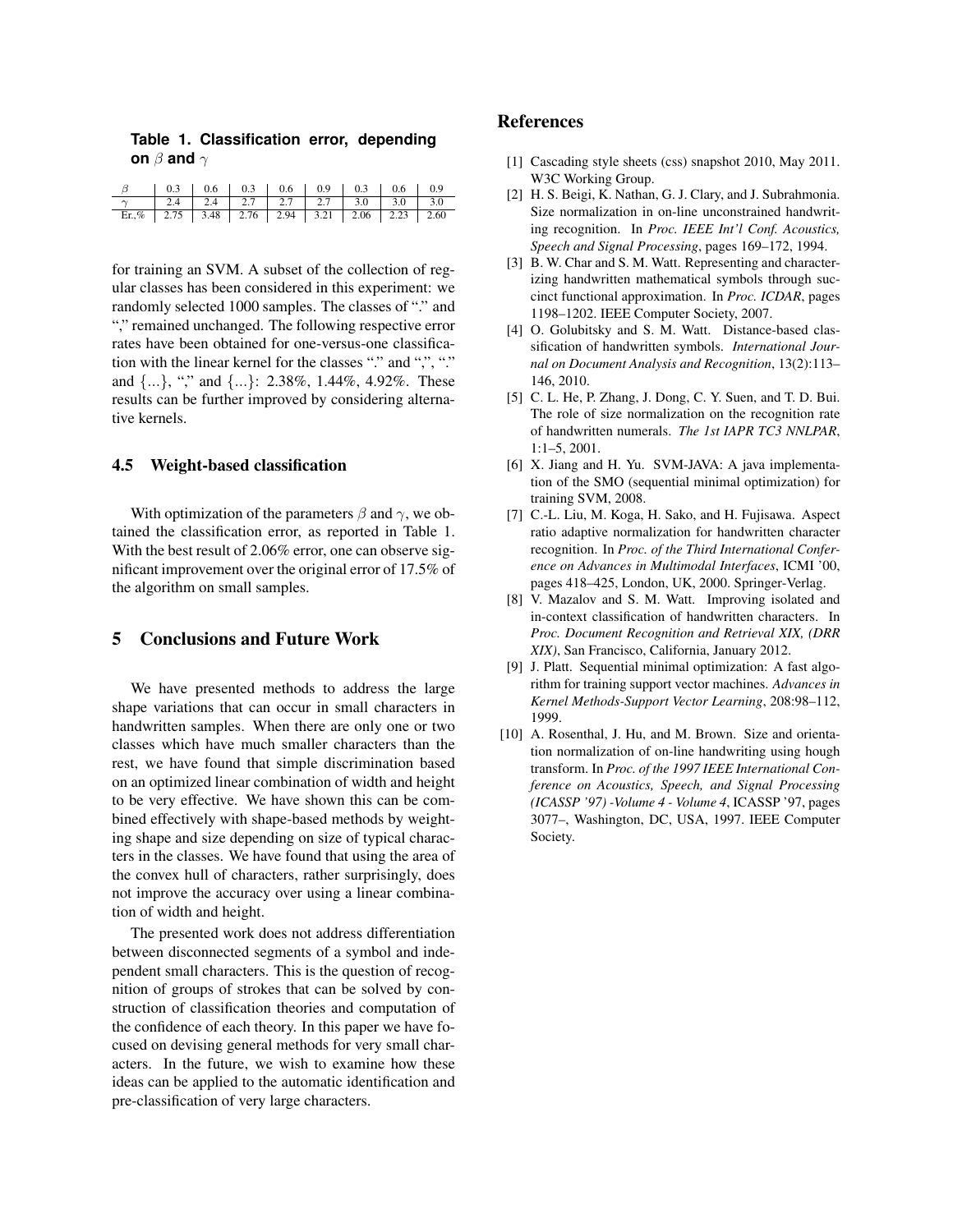**Table 1. Classification error, depending on $\beta$ and $\gamma$**

| $\beta$ | 0.3 | 0.6 | 0.3 | 0.6 | 0.9 | 0.3 | 0.6 | 0.9 |
|---|---|---|---|---|---|---|---|---|
| $\gamma$ | 2.4 | 2.4 | 2.7 | 2.7 | 2.7 | 3.0 | 3.0 | 3.0 |
| Er.,% | 2.75 | 3.48 | 2.76 | 2.94 | 3.21 | 2.06 | 2.23 | 2.60 |

for training an SVM. A subset of the collection of regular classes has been considered in this experiment: we randomly selected 1000 samples. The classes of "." and "," remained unchanged. The following respective error rates have been obtained for one-versus-one classification with the linear kernel for the classes "." and ",", "." and {...}, "," and {...}: 2.38%, 1.44%, 4.92%. These results can be further improved by considering alternative kernels.

### 4.5 Weight-based classification

With optimization of the parameters $\beta$ and $\gamma$, we obtained the classification error, as reported in Table 1. With the best result of 2.06% error, one can observe significant improvement over the original error of 17.5% of the algorithm on small samples.

## 5 Conclusions and Future Work

We have presented methods to address the large shape variations that can occur in small characters in handwritten samples. When there are only one or two classes which have much smaller characters than the rest, we have found that simple discrimination based on an optimized linear combination of width and height to be very effective. We have shown this can be combined effectively with shape-based methods by weighting shape and size depending on size of typical characters in the classes. We have found that using the area of the convex hull of characters, rather surprisingly, does not improve the accuracy over using a linear combination of width and height.

The presented work does not address differentiation between disconnected segments of a symbol and independent small characters. This is the question of recognition of groups of strokes that can be solved by construction of classification theories and computation of the confidence of each theory. In this paper we have focused on devising general methods for very small characters. In the future, we wish to examine how these ideas can be applied to the automatic identification and pre-classification of very large characters.

## References

[1] Cascading style sheets (css) snapshot 2010, May 2011. W3C Working Group.

[2] H. S. Beigi, K. Nathan, G. J. Clary, and J. Subrahmonia. Size normalization in on-line unconstrained handwriting recognition. In *Proc. IEEE Int'l Conf. Acoustics, Speech and Signal Processing*, pages 169–172, 1994.

[3] B. W. Char and S. M. Watt. Representing and characterizing handwritten mathematical symbols through succinct functional approximation. In *Proc. ICDAR*, pages 1198–1202. IEEE Computer Society, 2007.

[4] O. Golubitsky and S. M. Watt. Distance-based classification of handwritten symbols. *International Journal on Document Analysis and Recognition*, 13(2):113–146, 2010.

[5] C. L. He, P. Zhang, J. Dong, C. Y. Suen, and T. D. Bui. The role of size normalization on the recognition rate of handwritten numerals. *The 1st IAPR TC3 NNLPAR*, 1:1–5, 2001.

[6] X. Jiang and H. Yu. SVM-JAVA: A java implementation of the SMO (sequential minimal optimization) for training SVM, 2008.

[7] C.-L. Liu, M. Koga, H. Sako, and H. Fujisawa. Aspect ratio adaptive normalization for handwritten character recognition. In *Proc. of the Third International Conference on Advances in Multimodal Interfaces*, ICMI '00, pages 418–425, London, UK, 2000. Springer-Verlag.

[8] V. Mazalov and S. M. Watt. Improving isolated and in-context classification of handwritten characters. In *Proc. Document Recognition and Retrieval XIX, (DRR XIX)*, San Francisco, California, January 2012.

[9] J. Platt. Sequential minimal optimization: A fast algorithm for training support vector machines. *Advances in Kernel Methods-Support Vector Learning*, 208:98–112, 1999.

[10] A. Rosenthal, J. Hu, and M. Brown. Size and orientation normalization of on-line handwriting using hough transform. In *Proc. of the 1997 IEEE International Conference on Acoustics, Speech, and Signal Processing (ICASSP '97) -Volume 4 - Volume 4*, ICASSP '97, pages 3077–, Washington, DC, USA, 1997. IEEE Computer Society.